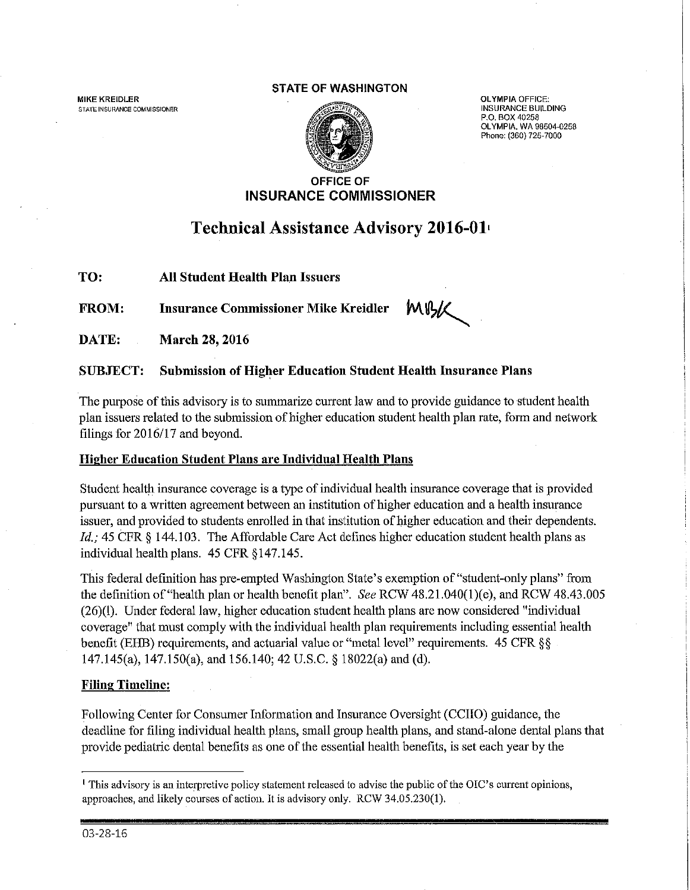MIKE KREIDLER
STATE INSURANCE COMMISSIONER

**STATE OF WASHINGTON**

OLYMPIA OFFICE:
INSURANCE BUILDING
P.O. BOX 40258
OLYMPIA, WA 98504-0258
Phone: (360) 725-7000

**OFFICE OF INSURANCE COMMISSIONER**

# Technical Assistance Advisory 2016-01[1]

**TO:** **All Student Health Plan Issuers**

**FROM:** **Insurance Commissioner Mike Kreidler** MBK

**DATE:** **March 28, 2016**

**SUBJECT:** **Submission of Higher Education Student Health Insurance Plans**

The purpose of this advisory is to summarize current law and to provide guidance to student health plan issuers related to the submission of higher education student health plan rate, form and network filings for 2016/17 and beyond.

**Higher Education Student Plans are Individual Health Plans**

Student health insurance coverage is a type of individual health insurance coverage that is provided pursuant to a written agreement between an institution of higher education and a health insurance issuer, and provided to students enrolled in that institution of higher education and their dependents. *Id.;* 45 CFR § 144.103. The Affordable Care Act defines higher education student health plans as individual health plans. 45 CFR §147.145.

This federal definition has pre-empted Washington State's exemption of "student-only plans" from the definition of "health plan or health benefit plan". *See* RCW 48.21.040(1)(e), and RCW 48.43.005 (26)(l). Under federal law, higher education student health plans are now considered "individual coverage" that must comply with the individual health plan requirements including essential health benefit (EHB) requirements, and actuarial value or "metal level" requirements. 45 CFR §§ 147.145(a), 147.150(a), and 156.140; 42 U.S.C. § 18022(a) and (d).

**Filing Timeline:**

Following Center for Consumer Information and Insurance Oversight (CCIIO) guidance, the deadline for filing individual health plans, small group health plans, and stand-alone dental plans that provide pediatric dental benefits as one of the essential health benefits, is set each year by the

---

[1] This advisory is an interpretive policy statement released to advise the public of the OIC's current opinions, approaches, and likely courses of action. It is advisory only. RCW 34.05.230(1).

03-28-16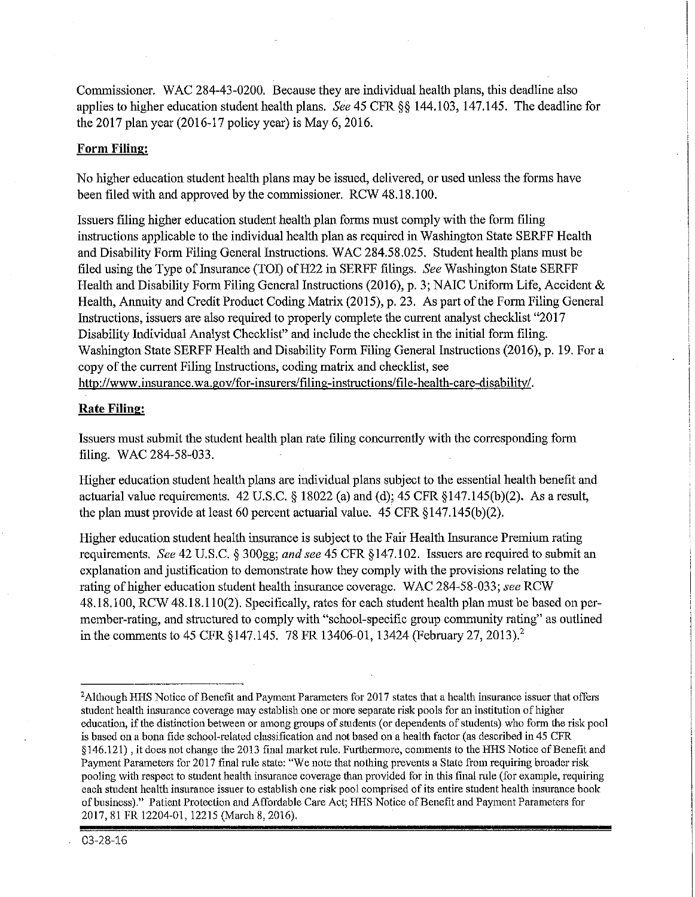Commissioner. WAC 284-43-0200. Because they are individual health plans, this deadline also applies to higher education student health plans. *See* 45 CFR §§ 144.103, 147.145. The deadline for the 2017 plan year (2016-17 policy year) is May 6, 2016.

**Form Filing:**

No higher education student health plans may be issued, delivered, or used unless the forms have been filed with and approved by the commissioner. RCW 48.18.100.

Issuers filing higher education student health plan forms must comply with the form filing instructions applicable to the individual health plan as required in Washington State SERFF Health and Disability Form Filing General Instructions. WAC 284.58.025. Student health plans must be filed using the Type of Insurance (TOI) of H22 in SERFF filings. *See* Washington State SERFF Health and Disability Form Filing General Instructions (2016), p. 3; NAIC Uniform Life, Accident & Health, Annuity and Credit Product Coding Matrix (2015), p. 23. As part of the Form Filing General Instructions, issuers are also required to properly complete the current analyst checklist "2017 Disability Individual Analyst Checklist" and include the checklist in the initial form filing. Washington State SERFF Health and Disability Form Filing General Instructions (2016), p. 19. For a copy of the current Filing Instructions, coding matrix and checklist, see http://www.insurance.wa.gov/for-insurers/filing-instructions/file-health-care-disability/.

**Rate Filing:**

Issuers must submit the student health plan rate filing concurrently with the corresponding form filing. WAC 284-58-033.

Higher education student health plans are individual plans subject to the essential health benefit and actuarial value requirements. 42 U.S.C. § 18022 (a) and (d); 45 CFR §147.145(b)(2). As a result, the plan must provide at least 60 percent actuarial value. 45 CFR §147.145(b)(2).

Higher education student health insurance is subject to the Fair Health Insurance Premium rating requirements. *See* 42 U.S.C. § 300gg; *and see* 45 CFR §147.102. Issuers are required to submit an explanation and justification to demonstrate how they comply with the provisions relating to the rating of higher education student health insurance coverage. WAC 284-58-033; *see* RCW 48.18.100, RCW 48.18.110(2). Specifically, rates for each student health plan must be based on per-member-rating, and structured to comply with "school-specific group community rating" as outlined in the comments to 45 CFR §147.145. 78 FR 13406-01, 13424 (February 27, 2013).[2]

---

[2] Although HHS Notice of Benefit and Payment Parameters for 2017 states that a health insurance issuer that offers student health insurance coverage may establish one or more separate risk pools for an institution of higher education, if the distinction between or among groups of students (or dependents of students) who form the risk pool is based on a bona fide school-related classification and not based on a health factor (as described in 45 CFR §146.121) , it does not change the 2013 final market rule. Furthermore, comments to the HHS Notice of Benefit and Payment Parameters for 2017 final rule state: "We note that nothing prevents a State from requiring broader risk pooling with respect to student health insurance coverage than provided for in this final rule (for example, requiring each student health insurance issuer to establish one risk pool comprised of its entire student health insurance book of business)." Patient Protection and Affordable Care Act; HHS Notice of Benefit and Payment Parameters for 2017, 81 FR 12204-01, 12215 (March 8, 2016).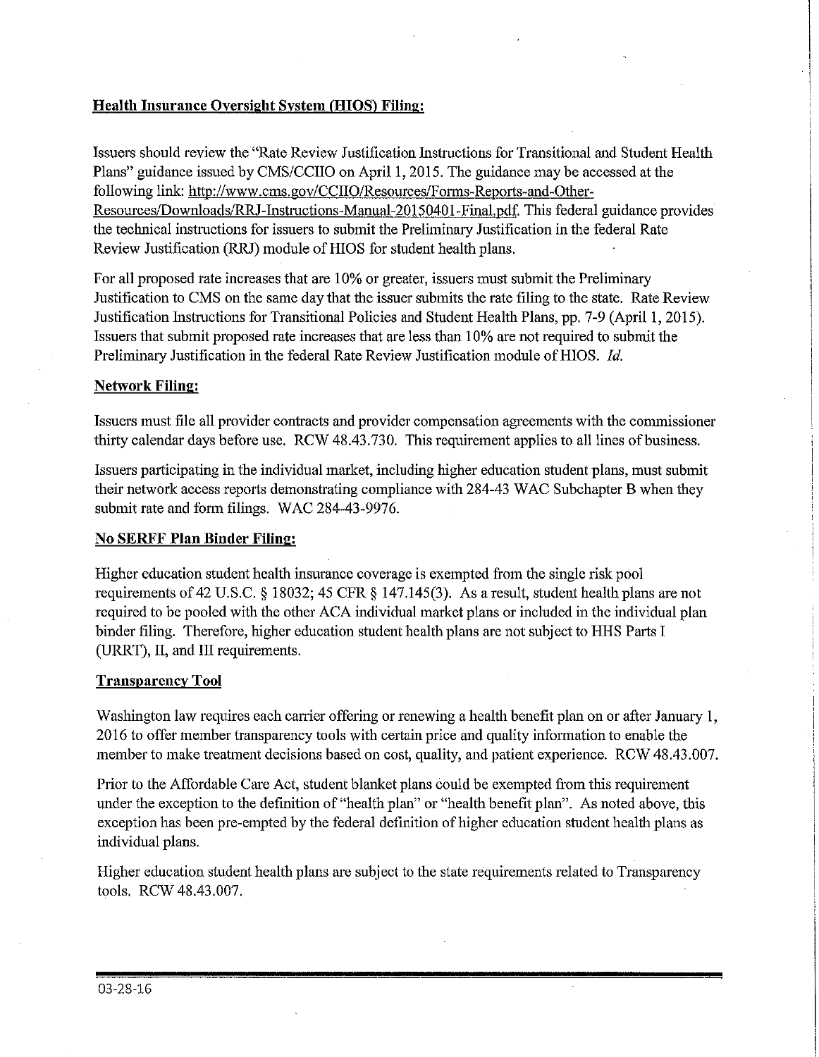**Health Insurance Oversight System (HIOS) Filing:**

Issuers should review the "Rate Review Justification Instructions for Transitional and Student Health Plans" guidance issued by CMS/CCIIO on April 1, 2015. The guidance may be accessed at the following link: http://www.cms.gov/CCIIO/Resources/Forms-Reports-and-Other-Resources/Downloads/RRJ-Instructions-Manual-20150401-Final.pdf. This federal guidance provides the technical instructions for issuers to submit the Preliminary Justification in the federal Rate Review Justification (RRJ) module of HIOS for student health plans.

For all proposed rate increases that are 10% or greater, issuers must submit the Preliminary Justification to CMS on the same day that the issuer submits the rate filing to the state. Rate Review Justification Instructions for Transitional Policies and Student Health Plans, pp. 7-9 (April 1, 2015). Issuers that submit proposed rate increases that are less than 10% are not required to submit the Preliminary Justification in the federal Rate Review Justification module of HIOS. *Id.*

**Network Filing:**

Issuers must file all provider contracts and provider compensation agreements with the commissioner thirty calendar days before use. RCW 48.43.730. This requirement applies to all lines of business.

Issuers participating in the individual market, including higher education student plans, must submit their network access reports demonstrating compliance with 284-43 WAC Subchapter B when they submit rate and form filings. WAC 284-43-9976.

**No SERFF Plan Binder Filing:**

Higher education student health insurance coverage is exempted from the single risk pool requirements of 42 U.S.C. § 18032; 45 CFR § 147.145(3). As a result, student health plans are not required to be pooled with the other ACA individual market plans or included in the individual plan binder filing. Therefore, higher education student health plans are not subject to HHS Parts I (URRT), II, and III requirements.

**Transparency Tool**

Washington law requires each carrier offering or renewing a health benefit plan on or after January 1, 2016 to offer member transparency tools with certain price and quality information to enable the member to make treatment decisions based on cost, quality, and patient experience. RCW 48.43.007.

Prior to the Affordable Care Act, student blanket plans could be exempted from this requirement under the exception to the definition of "health plan" or "health benefit plan". As noted above, this exception has been pre-empted by the federal definition of higher education student health plans as individual plans.

Higher education student health plans are subject to the state requirements related to Transparency tools. RCW 48.43.007.

03-28-16